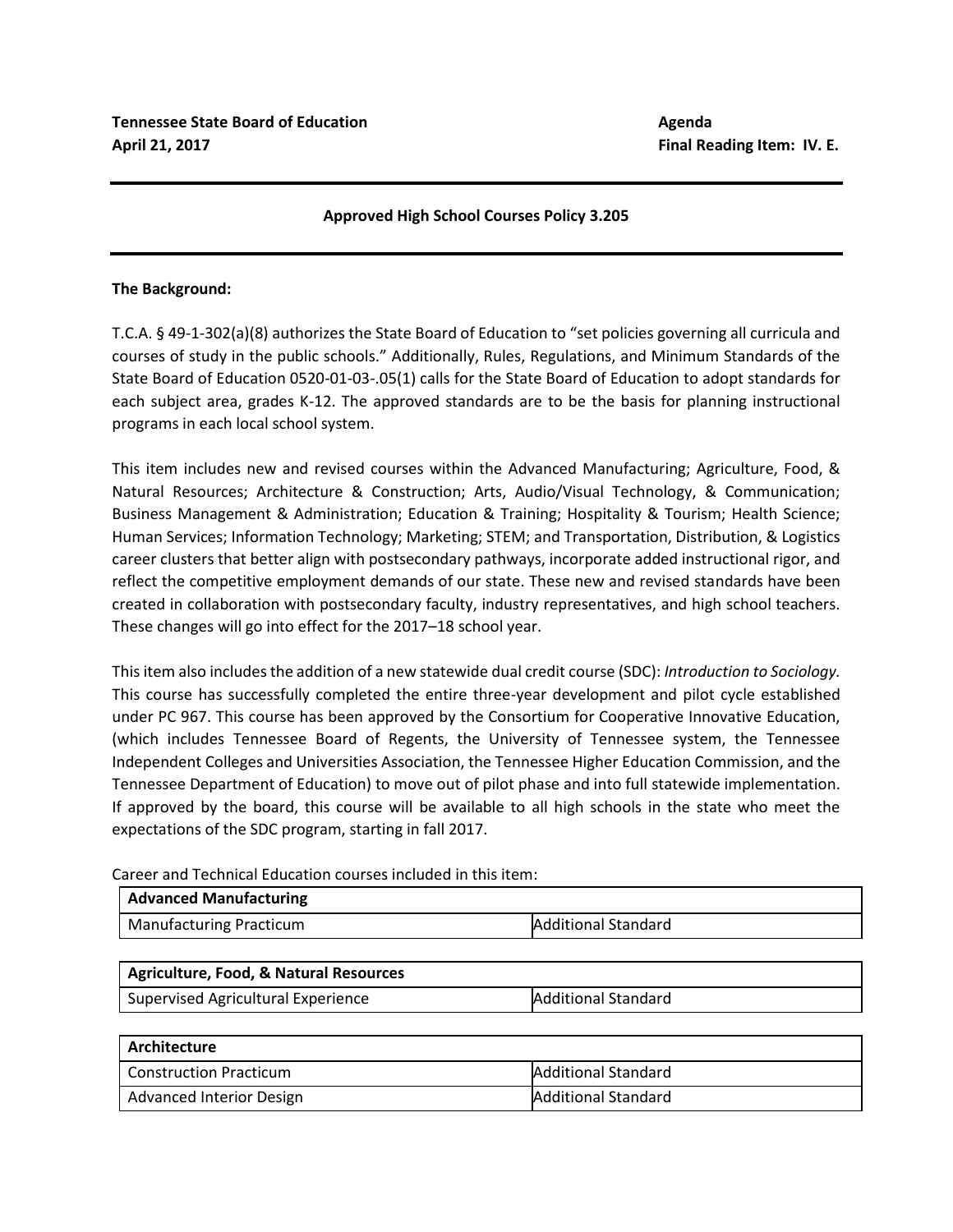**Tennessee State Board of Education**
**April 21, 2017**

**Agenda**
**Final Reading Item: IV. E.**

---

**Approved High School Courses Policy 3.205**

---

**The Background:**

T.C.A. § 49-1-302(a)(8) authorizes the State Board of Education to "set policies governing all curricula and courses of study in the public schools." Additionally, Rules, Regulations, and Minimum Standards of the State Board of Education 0520-01-03-.05(1) calls for the State Board of Education to adopt standards for each subject area, grades K-12. The approved standards are to be the basis for planning instructional programs in each local school system.

This item includes new and revised courses within the Advanced Manufacturing; Agriculture, Food, & Natural Resources; Architecture & Construction; Arts, Audio/Visual Technology, & Communication; Business Management & Administration; Education & Training; Hospitality & Tourism; Health Science; Human Services; Information Technology; Marketing; STEM; and Transportation, Distribution, & Logistics career clusters that better align with postsecondary pathways, incorporate added instructional rigor, and reflect the competitive employment demands of our state. These new and revised standards have been created in collaboration with postsecondary faculty, industry representatives, and high school teachers. These changes will go into effect for the 2017–18 school year.

This item also includes the addition of a new statewide dual credit course (SDC): *Introduction to Sociology.* This course has successfully completed the entire three-year development and pilot cycle established under PC 967. This course has been approved by the Consortium for Cooperative Innovative Education, (which includes Tennessee Board of Regents, the University of Tennessee system, the Tennessee Independent Colleges and Universities Association, the Tennessee Higher Education Commission, and the Tennessee Department of Education) to move out of pilot phase and into full statewide implementation. If approved by the board, this course will be available to all high schools in the state who meet the expectations of the SDC program, starting in fall 2017.

Career and Technical Education courses included in this item:

| **Advanced Manufacturing** | |
|---|---|
| Manufacturing Practicum | Additional Standard |

| **Agriculture, Food, & Natural Resources** | |
|---|---|
| Supervised Agricultural Experience | Additional Standard |

| **Architecture** | |
|---|---|
| Construction Practicum | Additional Standard |
| Advanced Interior Design | Additional Standard |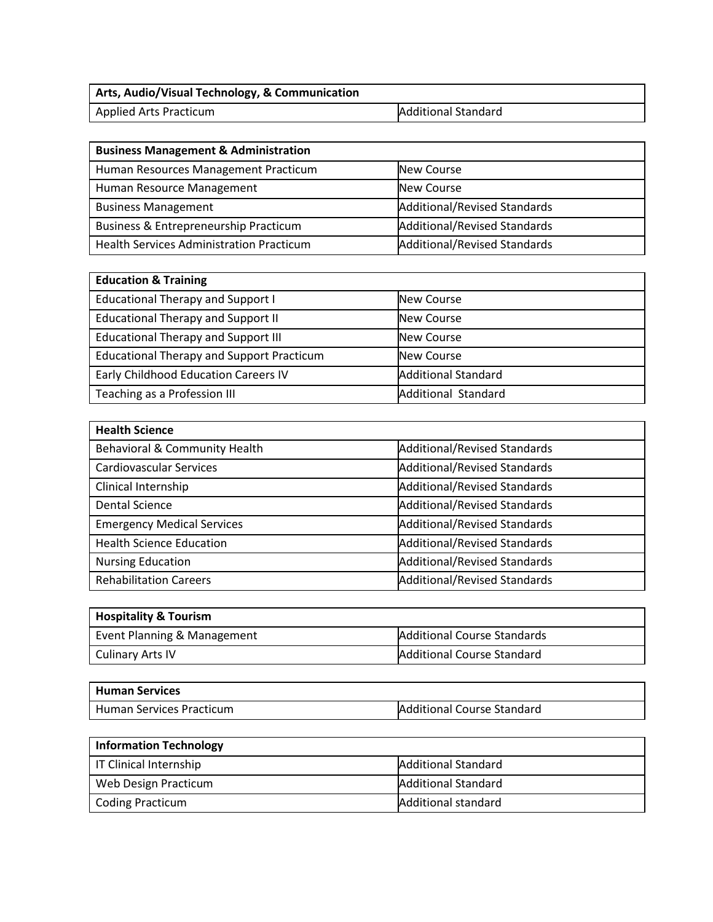| Arts, Audio/Visual Technology, & Communication | |
|---|---|
| Applied Arts Practicum | Additional Standard |

| Business Management & Administration | |
|---|---|
| Human Resources Management Practicum | New Course |
| Human Resource Management | New Course |
| Business Management | Additional/Revised Standards |
| Business & Entrepreneurship Practicum | Additional/Revised Standards |
| Health Services Administration Practicum | Additional/Revised Standards |

| Education & Training | |
|---|---|
| Educational Therapy and Support I | New Course |
| Educational Therapy and Support II | New Course |
| Educational Therapy and Support III | New Course |
| Educational Therapy and Support Practicum | New Course |
| Early Childhood Education Careers IV | Additional Standard |
| Teaching as a Profession III | Additional Standard |

| Health Science | |
|---|---|
| Behavioral & Community Health | Additional/Revised Standards |
| Cardiovascular Services | Additional/Revised Standards |
| Clinical Internship | Additional/Revised Standards |
| Dental Science | Additional/Revised Standards |
| Emergency Medical Services | Additional/Revised Standards |
| Health Science Education | Additional/Revised Standards |
| Nursing Education | Additional/Revised Standards |
| Rehabilitation Careers | Additional/Revised Standards |

| Hospitality & Tourism | |
|---|---|
| Event Planning & Management | Additional Course Standards |
| Culinary Arts IV | Additional Course Standard |

| Human Services | |
|---|---|
| Human Services Practicum | Additional Course Standard |

| Information Technology | |
|---|---|
| IT Clinical Internship | Additional Standard |
| Web Design Practicum | Additional Standard |
| Coding Practicum | Additional standard |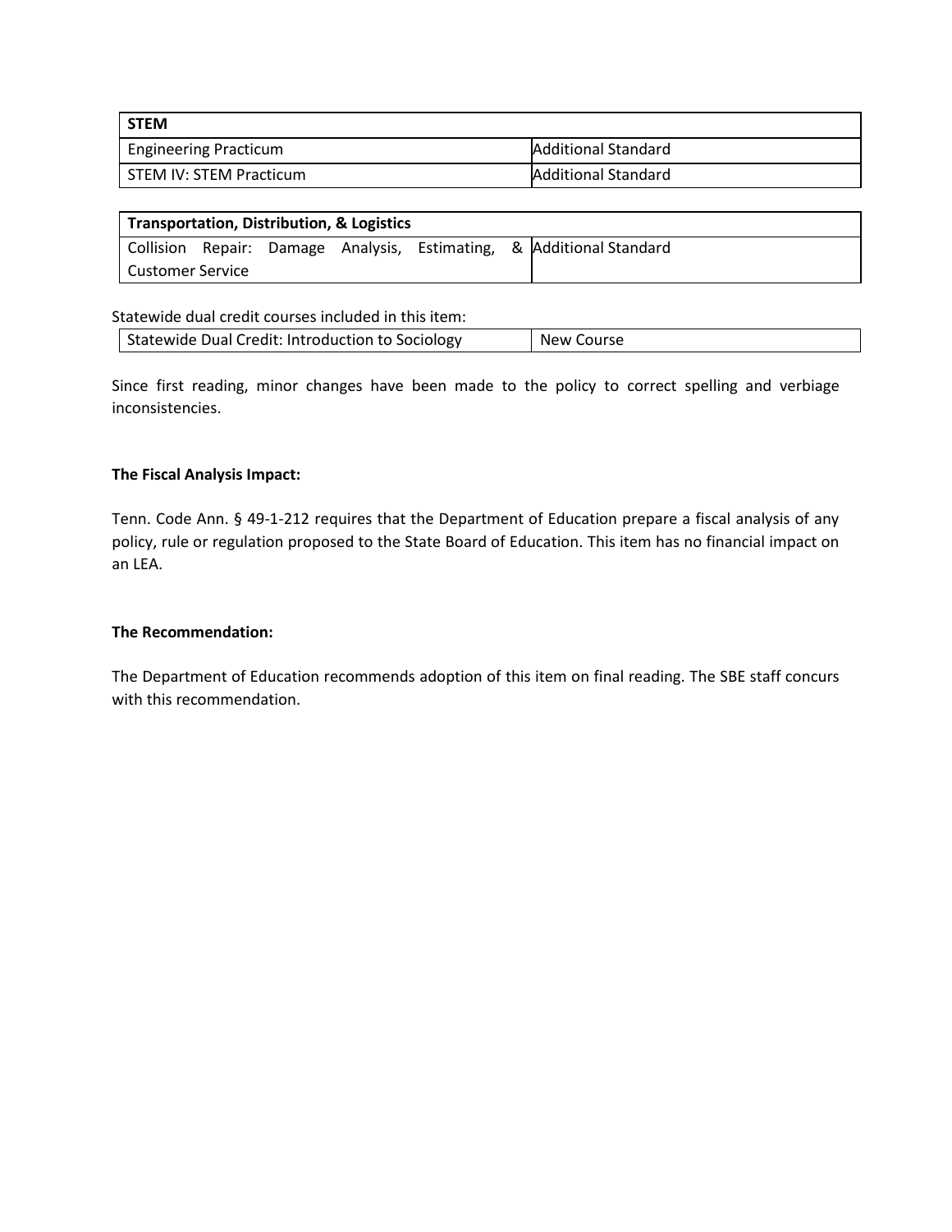| STEM | |
|---|---|
| Engineering Practicum | Additional Standard |
| STEM IV: STEM Practicum | Additional Standard |

| Transportation, Distribution, & Logistics | |
|---|---|
| Collision Repair: Damage Analysis, Estimating, & Customer Service | Additional Standard |

Statewide dual credit courses included in this item:

| | |
|---|---|
| Statewide Dual Credit: Introduction to Sociology | New Course |

Since first reading, minor changes have been made to the policy to correct spelling and verbiage inconsistencies.

**The Fiscal Analysis Impact:**

Tenn. Code Ann. § 49-1-212 requires that the Department of Education prepare a fiscal analysis of any policy, rule or regulation proposed to the State Board of Education. This item has no financial impact on an LEA.

**The Recommendation:**

The Department of Education recommends adoption of this item on final reading. The SBE staff concurs with this recommendation.